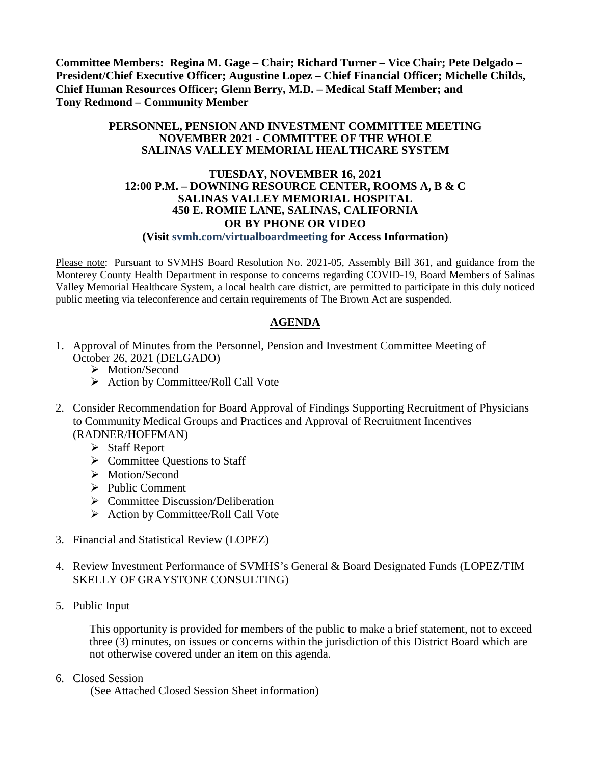**Committee Members: Regina M. Gage – Chair; Richard Turner – Vice Chair; Pete Delgado – President/Chief Executive Officer; Augustine Lopez – Chief Financial Officer; Michelle Childs, Chief Human Resources Officer; Glenn Berry, M.D. – Medical Staff Member; and Tony Redmond – Community Member**

**PERSONNEL, PENSION AND INVESTMENT COMMITTEE MEETING**
**NOVEMBER 2021 - COMMITTEE OF THE WHOLE**
**SALINAS VALLEY MEMORIAL HEALTHCARE SYSTEM**

**TUESDAY, NOVEMBER 16, 2021**
**12:00 P.M. – DOWNING RESOURCE CENTER, ROOMS A, B & C**
**SALINAS VALLEY MEMORIAL HOSPITAL**
**450 E. ROMIE LANE, SALINAS, CALIFORNIA**
**OR BY PHONE OR VIDEO**
**(Visit svmh.com/virtualboardmeeting for Access Information)**

Please note: Pursuant to SVMHS Board Resolution No. 2021-05, Assembly Bill 361, and guidance from the Monterey County Health Department in response to concerns regarding COVID-19, Board Members of Salinas Valley Memorial Healthcare System, a local health care district, are permitted to participate in this duly noticed public meeting via teleconference and certain requirements of The Brown Act are suspended.

## AGENDA

1. Approval of Minutes from the Personnel, Pension and Investment Committee Meeting of October 26, 2021 (DELGADO)
   - Motion/Second
   - Action by Committee/Roll Call Vote

2. Consider Recommendation for Board Approval of Findings Supporting Recruitment of Physicians to Community Medical Groups and Practices and Approval of Recruitment Incentives (RADNER/HOFFMAN)
   - Staff Report
   - Committee Questions to Staff
   - Motion/Second
   - Public Comment
   - Committee Discussion/Deliberation
   - Action by Committee/Roll Call Vote

3. Financial and Statistical Review (LOPEZ)

4. Review Investment Performance of SVMHS's General & Board Designated Funds (LOPEZ/TIM SKELLY OF GRAYSTONE CONSULTING)

5. Public Input

   This opportunity is provided for members of the public to make a brief statement, not to exceed three (3) minutes, on issues or concerns within the jurisdiction of this District Board which are not otherwise covered under an item on this agenda.

6. Closed Session
   (See Attached Closed Session Sheet information)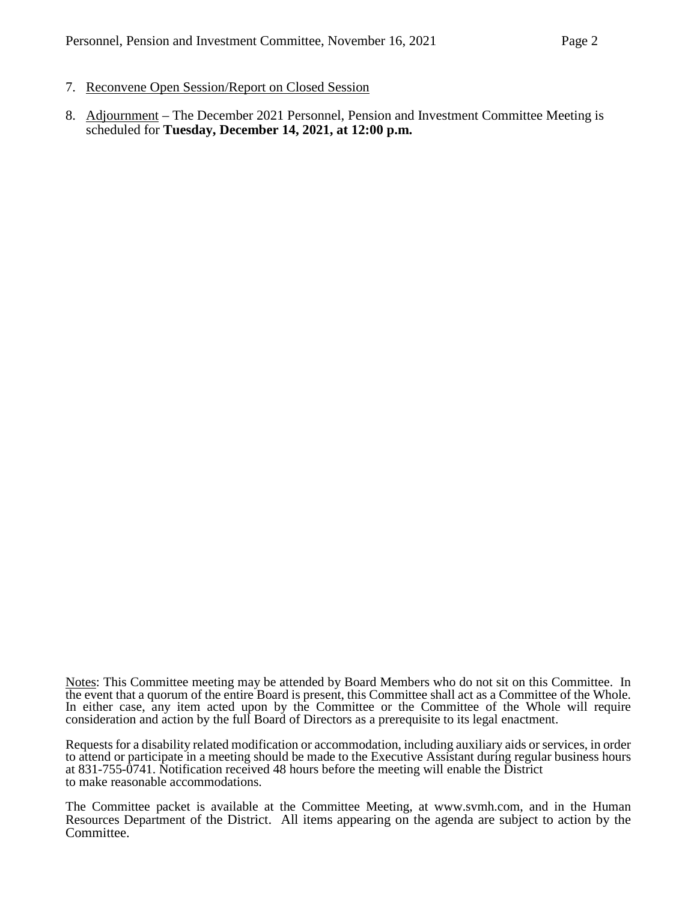7. <u>Reconvene Open Session/Report on Closed Session</u>

8. <u>Adjournment</u> – The December 2021 Personnel, Pension and Investment Committee Meeting is scheduled for **Tuesday, December 14, 2021, at 12:00 p.m.**

<u>Notes</u>: This Committee meeting may be attended by Board Members who do not sit on this Committee. In the event that a quorum of the entire Board is present, this Committee shall act as a Committee of the Whole. In either case, any item acted upon by the Committee or the Committee of the Whole will require consideration and action by the full Board of Directors as a prerequisite to its legal enactment.

Requests for a disability related modification or accommodation, including auxiliary aids or services, in order to attend or participate in a meeting should be made to the Executive Assistant during regular business hours at 831-755-0741. Notification received 48 hours before the meeting will enable the District to make reasonable accommodations.

The Committee packet is available at the Committee Meeting, at www.svmh.com, and in the Human Resources Department of the District. All items appearing on the agenda are subject to action by the Committee.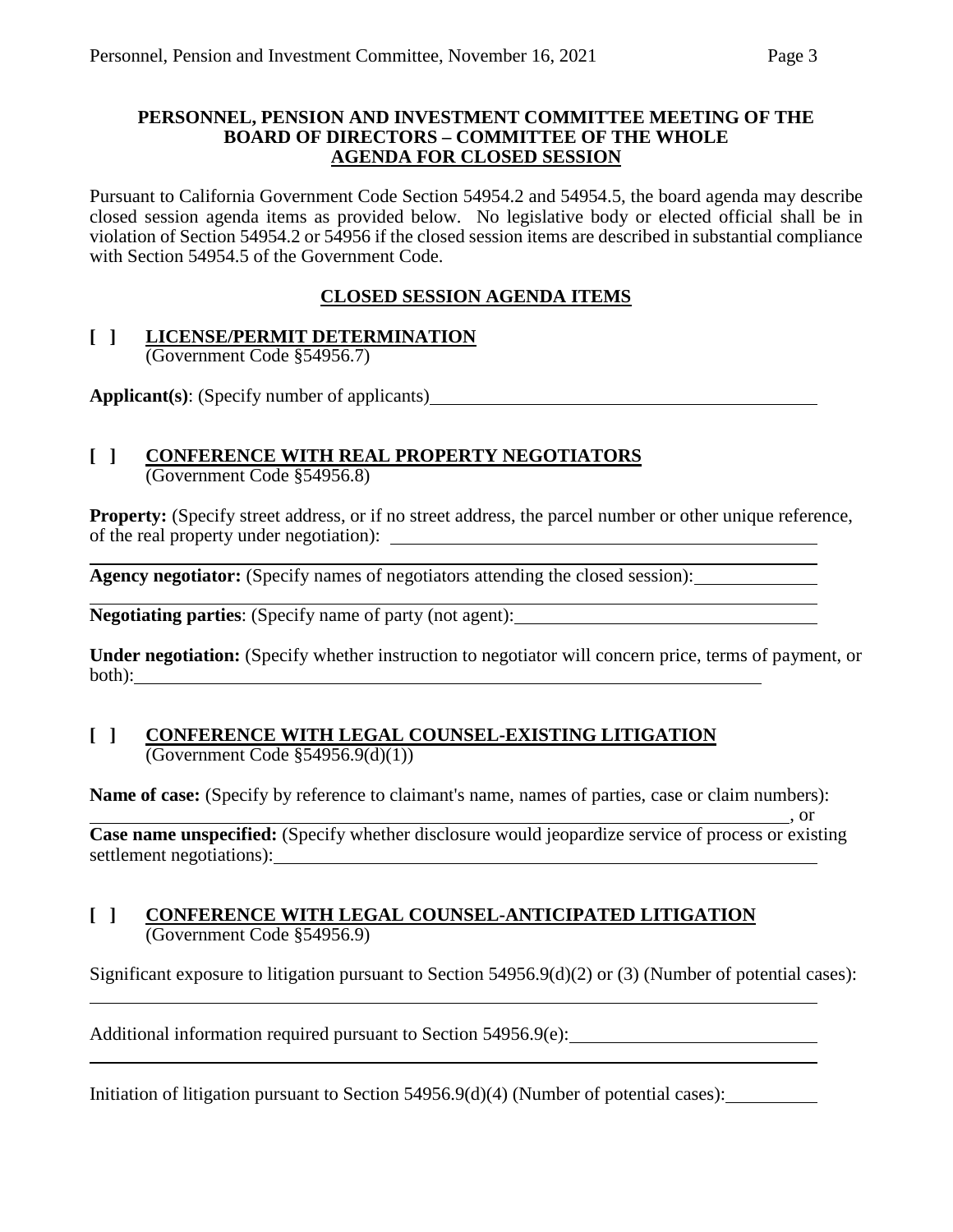**PERSONNEL, PENSION AND INVESTMENT COMMITTEE MEETING OF THE BOARD OF DIRECTORS – COMMITTEE OF THE WHOLE**
**AGENDA FOR CLOSED SESSION**

Pursuant to California Government Code Section 54954.2 and 54954.5, the board agenda may describe closed session agenda items as provided below. No legislative body or elected official shall be in violation of Section 54954.2 or 54956 if the closed session items are described in substantial compliance with Section 54954.5 of the Government Code.

**CLOSED SESSION AGENDA ITEMS**

**[ ] LICENSE/PERMIT DETERMINATION**
(Government Code §54956.7)

**Applicant(s)**: (Specify number of applicants)\_\_\_\_\_\_\_\_\_\_\_\_\_\_\_\_\_\_\_\_\_\_\_\_\_\_\_\_\_\_\_\_\_\_\_\_\_\_\_\_

**[ ] CONFERENCE WITH REAL PROPERTY NEGOTIATORS**
(Government Code §54956.8)

**Property:** (Specify street address, or if no street address, the parcel number or other unique reference, of the real property under negotiation): \_\_\_\_\_\_\_\_\_\_\_\_\_\_\_\_\_\_\_\_\_\_\_\_\_\_\_\_\_\_\_\_\_\_\_\_\_\_\_\_\_\_\_\_

\_\_\_\_\_\_\_\_\_\_\_\_\_\_\_\_\_\_\_\_\_\_\_\_\_\_\_\_\_\_\_\_\_\_\_\_\_\_\_\_\_\_\_\_\_\_\_\_\_\_\_\_\_\_\_\_\_\_\_\_\_\_\_\_\_\_\_\_\_\_\_\_\_\_\_\_\_\_\_\_\_\_\_\_

**Agency negotiator:** (Specify names of negotiators attending the closed session):\_\_\_\_\_\_\_\_\_\_\_\_

\_\_\_\_\_\_\_\_\_\_\_\_\_\_\_\_\_\_\_\_\_\_\_\_\_\_\_\_\_\_\_\_\_\_\_\_\_\_\_\_\_\_\_\_\_\_\_\_\_\_\_\_\_\_\_\_\_\_\_\_\_\_\_\_\_\_\_\_\_\_\_\_\_\_\_\_\_\_\_\_\_\_\_\_

**Negotiating parties**: (Specify name of party (not agent):\_\_\_\_\_\_\_\_\_\_\_\_\_\_\_\_\_\_\_\_\_\_\_\_\_\_\_\_\_\_\_\_

**Under negotiation:** (Specify whether instruction to negotiator will concern price, terms of payment, or both):\_\_\_\_\_\_\_\_\_\_\_\_\_\_\_\_\_\_\_\_\_\_\_\_\_\_\_\_\_\_\_\_\_\_\_\_\_\_\_\_\_\_\_\_\_\_\_\_\_\_\_\_\_\_\_\_\_\_\_\_\_\_\_\_\_\_\_\_\_\_

**[ ] CONFERENCE WITH LEGAL COUNSEL-EXISTING LITIGATION**
(Government Code §54956.9(d)(1))

**Name of case:** (Specify by reference to claimant's name, names of parties, case or claim numbers):
\_\_\_\_\_\_\_\_\_\_\_\_\_\_\_\_\_\_\_\_\_\_\_\_\_\_\_\_\_\_\_\_\_\_\_\_\_\_\_\_\_\_\_\_\_\_\_\_\_\_\_\_\_\_\_\_\_\_\_\_\_\_\_\_\_\_\_\_\_\_\_\_\_\_\_\_\_\_\_\_\_\_\_\_, or
**Case name unspecified:** (Specify whether disclosure would jeopardize service of process or existing settlement negotiations):\_\_\_\_\_\_\_\_\_\_\_\_\_\_\_\_\_\_\_\_\_\_\_\_\_\_\_\_\_\_\_\_\_\_\_\_\_\_\_\_\_\_\_\_\_\_\_\_\_\_\_\_\_\_\_\_\_\_\_\_

**[ ] CONFERENCE WITH LEGAL COUNSEL-ANTICIPATED LITIGATION**
(Government Code §54956.9)

Significant exposure to litigation pursuant to Section 54956.9(d)(2) or (3) (Number of potential cases):

\_\_\_\_\_\_\_\_\_\_\_\_\_\_\_\_\_\_\_\_\_\_\_\_\_\_\_\_\_\_\_\_\_\_\_\_\_\_\_\_\_\_\_\_\_\_\_\_\_\_\_\_\_\_\_\_\_\_\_\_\_\_\_\_\_\_\_\_\_\_\_\_\_\_\_\_\_\_\_\_\_\_\_\_

Additional information required pursuant to Section 54956.9(e):\_\_\_\_\_\_\_\_\_\_\_\_\_\_\_\_\_\_\_\_\_\_\_\_\_\_\_

\_\_\_\_\_\_\_\_\_\_\_\_\_\_\_\_\_\_\_\_\_\_\_\_\_\_\_\_\_\_\_\_\_\_\_\_\_\_\_\_\_\_\_\_\_\_\_\_\_\_\_\_\_\_\_\_\_\_\_\_\_\_\_\_\_\_\_\_\_\_\_\_\_\_\_\_\_\_\_\_\_\_\_\_

Initiation of litigation pursuant to Section 54956.9(d)(4) (Number of potential cases):\_\_\_\_\_\_\_\_\_\_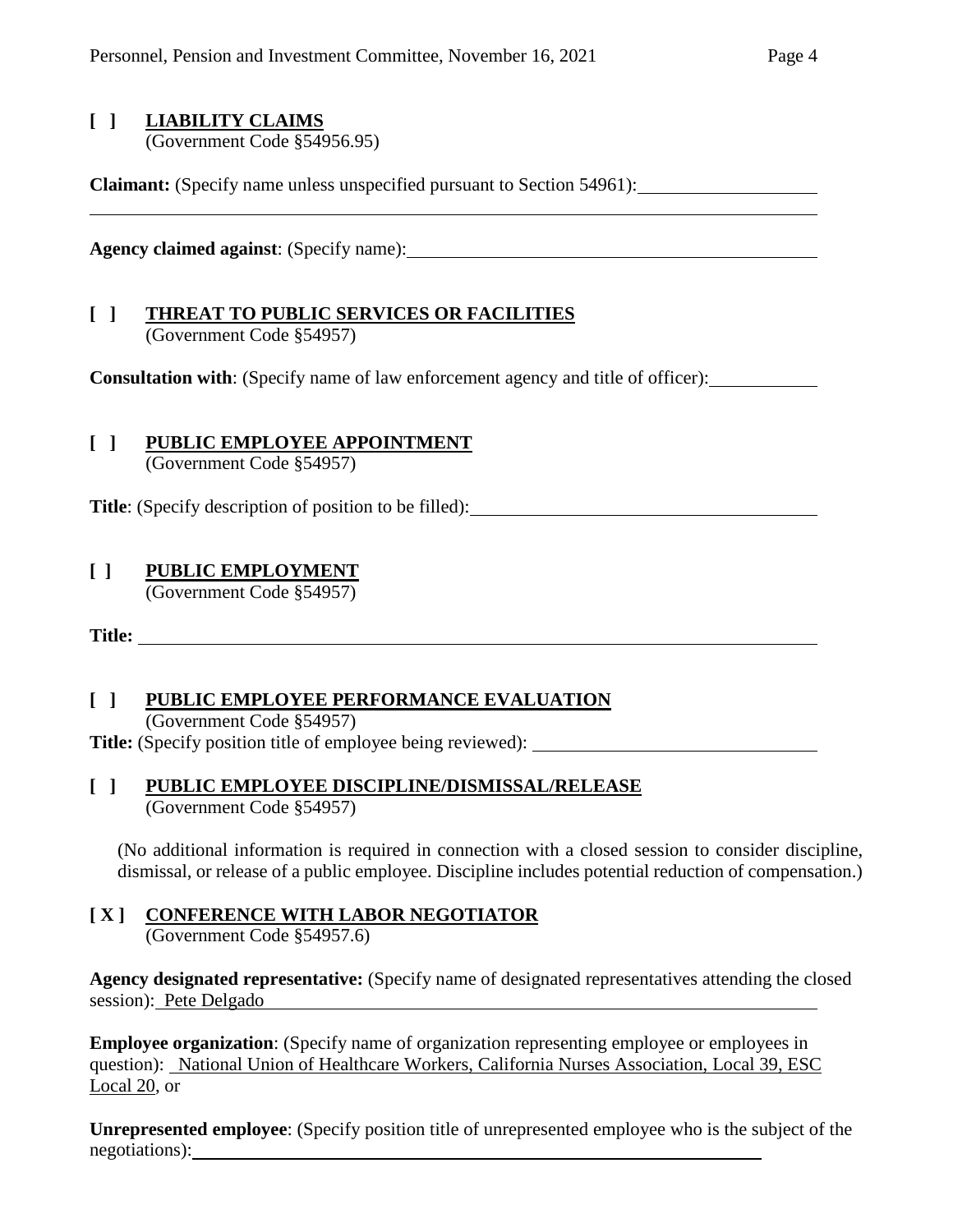**[ ] LIABILITY CLAIMS**
(Government Code §54956.95)

**Claimant:** (Specify name unless unspecified pursuant to Section 54961): ____________________

______________________________________________________________________________

**Agency claimed against**: (Specify name): ____________________________________________

**[ ] THREAT TO PUBLIC SERVICES OR FACILITIES**
(Government Code §54957)

**Consultation with**: (Specify name of law enforcement agency and title of officer): ___________

**[ ] PUBLIC EMPLOYEE APPOINTMENT**
(Government Code §54957)

**Title**: (Specify description of position to be filled): ____________________________________

**[ ] PUBLIC EMPLOYMENT**
(Government Code §54957)

**Title:** ________________________________________________________________________

**[ ] PUBLIC EMPLOYEE PERFORMANCE EVALUATION**
(Government Code §54957)
**Title:** (Specify position title of employee being reviewed): ______________________________

**[ ] PUBLIC EMPLOYEE DISCIPLINE/DISMISSAL/RELEASE**
(Government Code §54957)

(No additional information is required in connection with a closed session to consider discipline, dismissal, or release of a public employee. Discipline includes potential reduction of compensation.)

**[ X ] CONFERENCE WITH LABOR NEGOTIATOR**
(Government Code §54957.6)

**Agency designated representative:** (Specify name of designated representatives attending the closed session): Pete Delgado

**Employee organization**: (Specify name of organization representing employee or employees in question): National Union of Healthcare Workers, California Nurses Association, Local 39, ESC Local 20, or

**Unrepresented employee**: (Specify position title of unrepresented employee who is the subject of the negotiations): ____________________________________________________________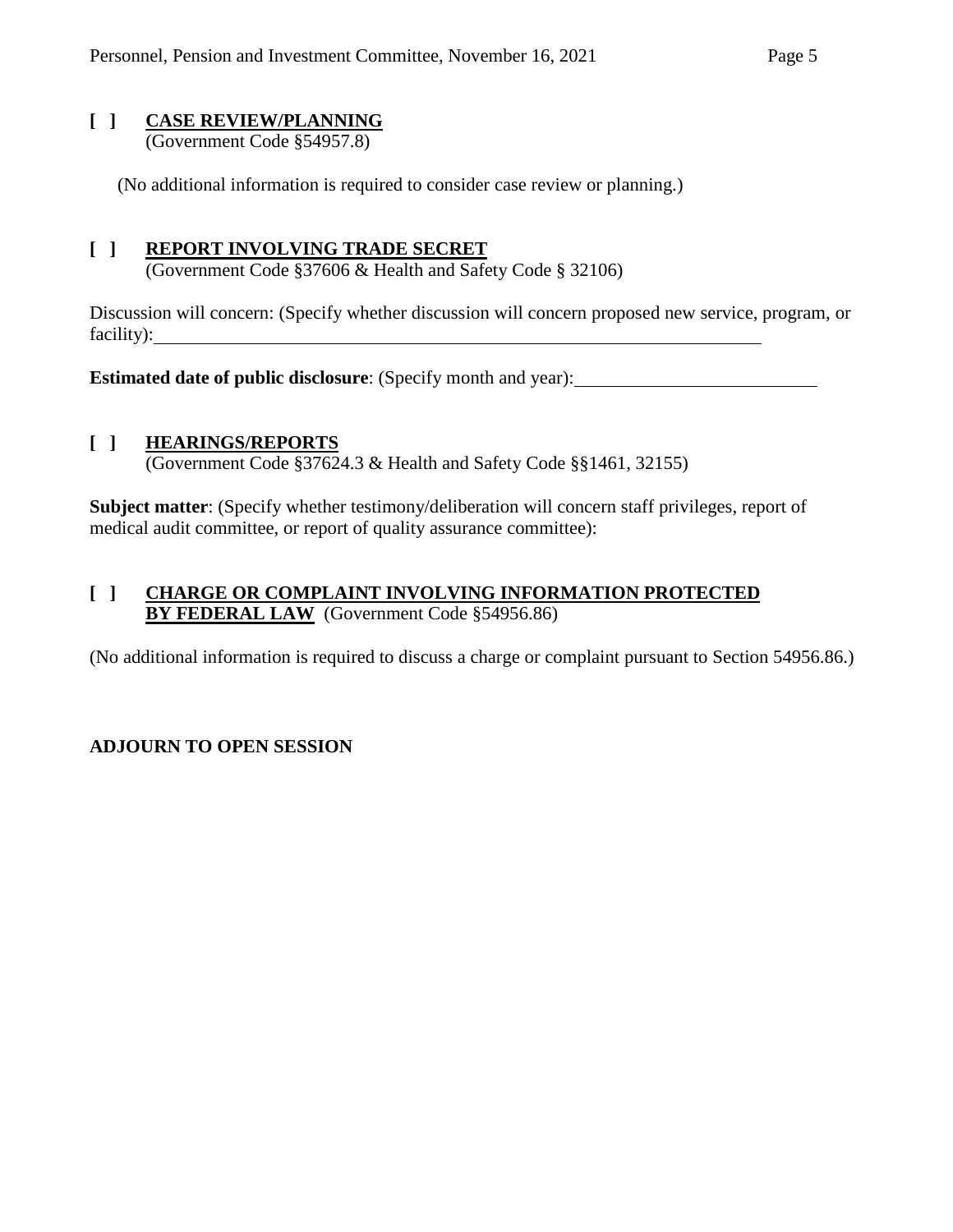**[ ] CASE REVIEW/PLANNING**
(Government Code §54957.8)

(No additional information is required to consider case review or planning.)

**[ ] REPORT INVOLVING TRADE SECRET**
(Government Code §37606 & Health and Safety Code § 32106)

Discussion will concern: (Specify whether discussion will concern proposed new service, program, or facility): _______________

**Estimated date of public disclosure**: (Specify month and year): _______________

**[ ] HEARINGS/REPORTS**
(Government Code §37624.3 & Health and Safety Code §§1461, 32155)

**Subject matter**: (Specify whether testimony/deliberation will concern staff privileges, report of medical audit committee, or report of quality assurance committee):

**[ ] CHARGE OR COMPLAINT INVOLVING INFORMATION PROTECTED BY FEDERAL LAW** (Government Code §54956.86)

(No additional information is required to discuss a charge or complaint pursuant to Section 54956.86.)

**ADJOURN TO OPEN SESSION**